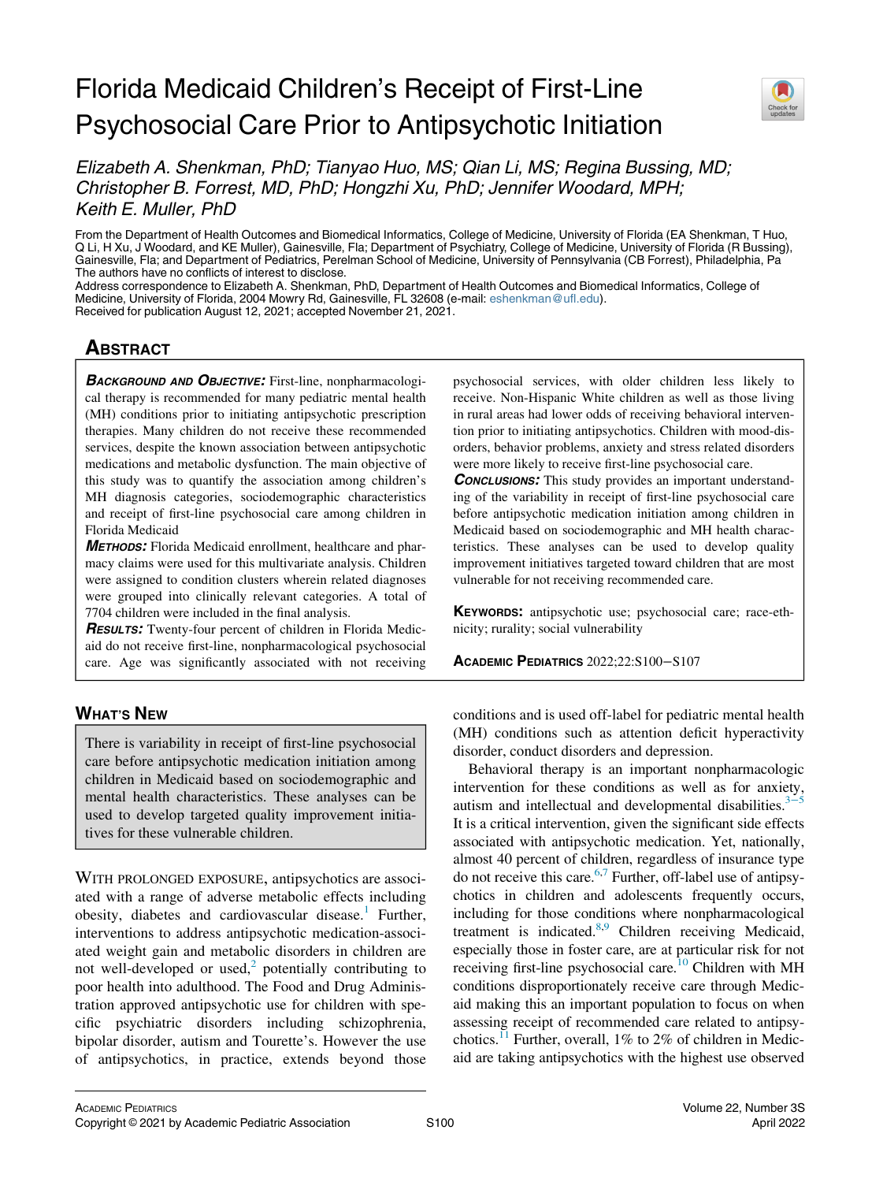# Florida Medicaid Children's Receipt of First-Line Psychosocial Care Prior to Antipsychotic Initiation

*Elizabeth A. Shenkman, PhD; Tianyao Huo, MS; Qian Li, MS; Regina Bussing, MD; Christopher B. Forrest, MD, PhD; Hongzhi Xu, PhD; Jennifer Woodard, MPH; Keith E. Muller, PhD*

From the Department of Health Outcomes and Biomedical Informatics, College of Medicine, University of Florida (EA Shenkman, T Huo, Q Li, H Xu, J Woodard, and KE Muller), Gainesville, Fla; Department of Psychiatry, College of Medicine, University of Florida (R Bussing), Gainesville, Fla; and Department of Pediatrics, Perelman School of Medicine, University of Pennsylvania (CB Forrest), Philadelphia, Pa
The authors have no conflicts of interest to disclose.
Address correspondence to Elizabeth A. Shenkman, PhD, Department of Health Outcomes and Biomedical Informatics, College of Medicine, University of Florida, 2004 Mowry Rd, Gainesville, FL 32608 (e-mail: eshenkman@ufl.edu).
Received for publication August 12, 2021; accepted November 21, 2021.

## Abstract

***Background and Objective:*** First-line, nonpharmacological therapy is recommended for many pediatric mental health (MH) conditions prior to initiating antipsychotic prescription therapies. Many children do not receive these recommended services, despite the known association between antipsychotic medications and metabolic dysfunction. The main objective of this study was to quantify the association among children's MH diagnosis categories, sociodemographic characteristics and receipt of first-line psychosocial care among children in Florida Medicaid

***Methods:*** Florida Medicaid enrollment, healthcare and pharmacy claims were used for this multivariate analysis. Children were assigned to condition clusters wherein related diagnoses were grouped into clinically relevant categories. A total of 7704 children were included in the final analysis.

***Results:*** Twenty-four percent of children in Florida Medicaid do not receive first-line, nonpharmacological psychosocial care. Age was significantly associated with not receiving psychosocial services, with older children less likely to receive. Non-Hispanic White children as well as those living in rural areas had lower odds of receiving behavioral intervention prior to initiating antipsychotics. Children with mood-disorders, behavior problems, anxiety and stress related disorders were more likely to receive first-line psychosocial care.

***Conclusions:*** This study provides an important understanding of the variability in receipt of first-line psychosocial care before antipsychotic medication initiation among children in Medicaid based on sociodemographic and MH health characteristics. These analyses can be used to develop quality improvement initiatives targeted toward children that are most vulnerable for not receiving recommended care.

**Keywords:** antipsychotic use; psychosocial care; race-ethnicity; rurality; social vulnerability

## What's New

There is variability in receipt of first-line psychosocial care before antipsychotic medication initiation among children in Medicaid based on sociodemographic and mental health characteristics. These analyses can be used to develop targeted quality improvement initiatives for these vulnerable children.

With prolonged exposure, antipsychotics are associated with a range of adverse metabolic effects including obesity, diabetes and cardiovascular disease.[1] Further, interventions to address antipsychotic medication-associated weight gain and metabolic disorders in children are not well-developed or used,[2] potentially contributing to poor health into adulthood. The Food and Drug Administration approved antipsychotic use for children with specific psychiatric disorders including schizophrenia, bipolar disorder, autism and Tourette's. However the use of antipsychotics, in practice, extends beyond those conditions and is used off-label for pediatric mental health (MH) conditions such as attention deficit hyperactivity disorder, conduct disorders and depression.

Behavioral therapy is an important nonpharmacologic intervention for these conditions as well as for anxiety, autism and intellectual and developmental disabilities.[3–5] It is a critical intervention, given the significant side effects associated with antipsychotic medication. Yet, nationally, almost 40 percent of children, regardless of insurance type do not receive this care.[6,7] Further, off-label use of antipsychotics in children and adolescents frequently occurs, including for those conditions where nonpharmacological treatment is indicated.[8,9] Children receiving Medicaid, especially those in foster care, are at particular risk for not receiving first-line psychosocial care.[10] Children with MH conditions disproportionately receive care through Medicaid making this an important population to focus on when assessing receipt of recommended care related to antipsychotics.[11] Further, overall, 1% to 2% of children in Medicaid are taking antipsychotics with the highest use observed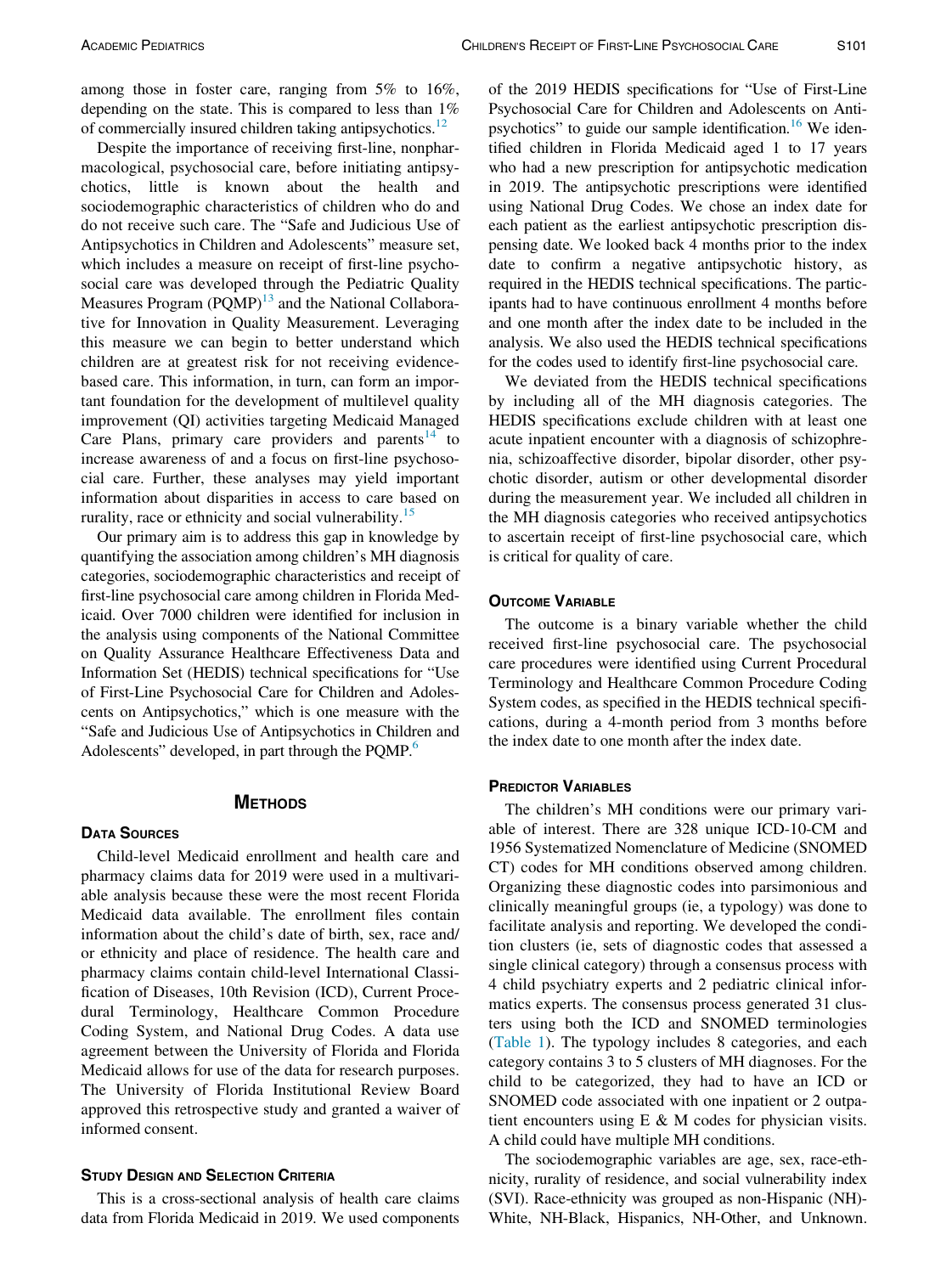among those in foster care, ranging from 5% to 16%, depending on the state. This is compared to less than 1% of commercially insured children taking antipsychotics.[12]

Despite the importance of receiving first-line, nonpharmacological, psychosocial care, before initiating antipsychotics, little is known about the health and sociodemographic characteristics of children who do and do not receive such care. The "Safe and Judicious Use of Antipsychotics in Children and Adolescents" measure set, which includes a measure on receipt of first-line psychosocial care was developed through the Pediatric Quality Measures Program (PQMP)[13] and the National Collaborative for Innovation in Quality Measurement. Leveraging this measure we can begin to better understand which children are at greatest risk for not receiving evidence-based care. This information, in turn, can form an important foundation for the development of multilevel quality improvement (QI) activities targeting Medicaid Managed Care Plans, primary care providers and parents[14] to increase awareness of and a focus on first-line psychosocial care. Further, these analyses may yield important information about disparities in access to care based on rurality, race or ethnicity and social vulnerability.[15]

Our primary aim is to address this gap in knowledge by quantifying the association among children's MH diagnosis categories, sociodemographic characteristics and receipt of first-line psychosocial care among children in Florida Medicaid. Over 7000 children were identified for inclusion in the analysis using components of the National Committee on Quality Assurance Healthcare Effectiveness Data and Information Set (HEDIS) technical specifications for "Use of First-Line Psychosocial Care for Children and Adolescents on Antipsychotics," which is one measure with the "Safe and Judicious Use of Antipsychotics in Children and Adolescents" developed, in part through the PQMP.[6]

## Methods

### Data Sources

Child-level Medicaid enrollment and health care and pharmacy claims data for 2019 were used in a multivariable analysis because these were the most recent Florida Medicaid data available. The enrollment files contain information about the child's date of birth, sex, race and/or ethnicity and place of residence. The health care and pharmacy claims contain child-level International Classification of Diseases, 10th Revision (ICD), Current Procedural Terminology, Healthcare Common Procedure Coding System, and National Drug Codes. A data use agreement between the University of Florida and Florida Medicaid allows for use of the data for research purposes. The University of Florida Institutional Review Board approved this retrospective study and granted a waiver of informed consent.

### Study Design and Selection Criteria

This is a cross-sectional analysis of health care claims data from Florida Medicaid in 2019. We used components of the 2019 HEDIS specifications for "Use of First-Line Psychosocial Care for Children and Adolescents on Antipsychotics" to guide our sample identification.[16] We identified children in Florida Medicaid aged 1 to 17 years who had a new prescription for antipsychotic medication in 2019. The antipsychotic prescriptions were identified using National Drug Codes. We chose an index date for each patient as the earliest antipsychotic prescription dispensing date. We looked back 4 months prior to the index date to confirm a negative antipsychotic history, as required in the HEDIS technical specifications. The participants had to have continuous enrollment 4 months before and one month after the index date to be included in the analysis. We also used the HEDIS technical specifications for the codes used to identify first-line psychosocial care.

We deviated from the HEDIS technical specifications by including all of the MH diagnosis categories. The HEDIS specifications exclude children with at least one acute inpatient encounter with a diagnosis of schizophrenia, schizoaffective disorder, bipolar disorder, other psychotic disorder, autism or other developmental disorder during the measurement year. We included all children in the MH diagnosis categories who received antipsychotics to ascertain receipt of first-line psychosocial care, which is critical for quality of care.

### Outcome Variable

The outcome is a binary variable whether the child received first-line psychosocial care. The psychosocial care procedures were identified using Current Procedural Terminology and Healthcare Common Procedure Coding System codes, as specified in the HEDIS technical specifications, during a 4-month period from 3 months before the index date to one month after the index date.

### Predictor Variables

The children's MH conditions were our primary variable of interest. There are 328 unique ICD-10-CM and 1956 Systematized Nomenclature of Medicine (SNOMED CT) codes for MH conditions observed among children. Organizing these diagnostic codes into parsimonious and clinically meaningful groups (ie, a typology) was done to facilitate analysis and reporting. We developed the condition clusters (ie, sets of diagnostic codes that assessed a single clinical category) through a consensus process with 4 child psychiatry experts and 2 pediatric clinical informatics experts. The consensus process generated 31 clusters using both the ICD and SNOMED terminologies (Table 1). The typology includes 8 categories, and each category contains 3 to 5 clusters of MH diagnoses. For the child to be categorized, they had to have an ICD or SNOMED code associated with one inpatient or 2 outpatient encounters using E & M codes for physician visits. A child could have multiple MH conditions.

The sociodemographic variables are age, sex, race-ethnicity, rurality of residence, and social vulnerability index (SVI). Race-ethnicity was grouped as non-Hispanic (NH)-White, NH-Black, Hispanics, NH-Other, and Unknown.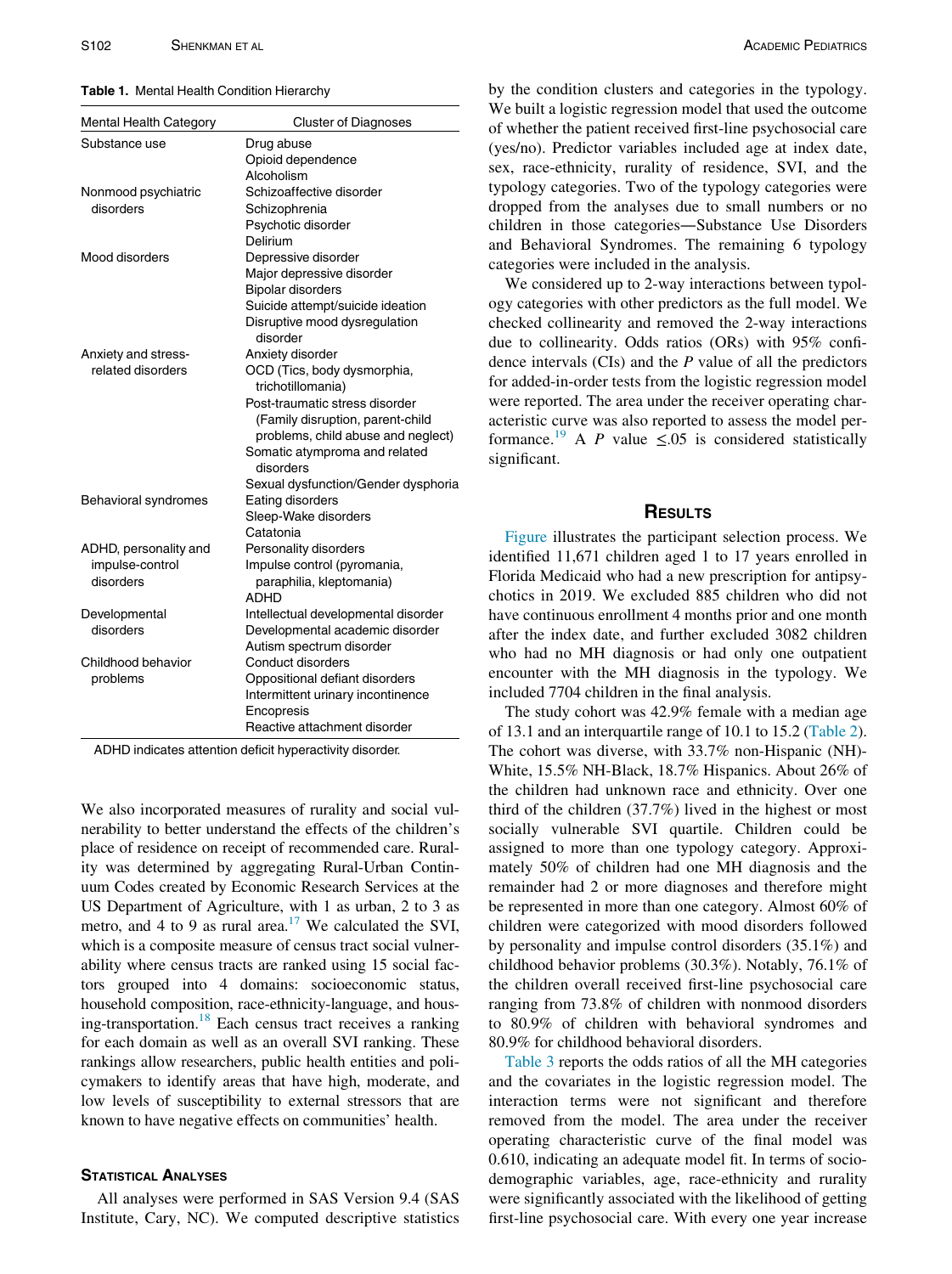**Table 1.** Mental Health Condition Hierarchy

| Mental Health Category | Cluster of Diagnoses |
|---|---|
| Substance use | Drug abuse |
| | Opioid dependence |
| | Alcoholism |
| Nonmood psychiatric disorders | Schizoaffective disorder |
| | Schizophrenia |
| | Psychotic disorder |
| | Delirium |
| Mood disorders | Depressive disorder |
| | Major depressive disorder |
| | Bipolar disorders |
| | Suicide attempt/suicide ideation |
| | Disruptive mood dysregulation disorder |
| Anxiety and stress-related disorders | Anxiety disorder |
| | OCD (Tics, body dysmorphia, trichotillomania) |
| | Post-traumatic stress disorder (Family disruption, parent-child problems, child abuse and neglect) |
| | Somatic atymproma and related disorders |
| | Sexual dysfunction/Gender dysphoria |
| Behavioral syndromes | Eating disorders |
| | Sleep-Wake disorders |
| | Catatonia |
| ADHD, personality and impulse-control disorders | Personality disorders |
| | Impulse control (pyromania, paraphilia, kleptomania) |
| | ADHD |
| Developmental disorders | Intellectual developmental disorder |
| | Developmental academic disorder |
| | Autism spectrum disorder |
| Childhood behavior problems | Conduct disorders |
| | Oppositional defiant disorders |
| | Intermittent urinary incontinence |
| | Encopresis |
| | Reactive attachment disorder |

ADHD indicates attention deficit hyperactivity disorder.

We also incorporated measures of rurality and social vulnerability to better understand the effects of the children's place of residence on receipt of recommended care. Rurality was determined by aggregating Rural-Urban Continuum Codes created by Economic Research Services at the US Department of Agriculture, with 1 as urban, 2 to 3 as metro, and 4 to 9 as rural area.[17] We calculated the SVI, which is a composite measure of census tract social vulnerability where census tracts are ranked using 15 social factors grouped into 4 domains: socioeconomic status, household composition, race-ethnicity-language, and housing-transportation.[18] Each census tract receives a ranking for each domain as well as an overall SVI ranking. These rankings allow researchers, public health entities and policymakers to identify areas that have high, moderate, and low levels of susceptibility to external stressors that are known to have negative effects on communities' health.

## Statistical Analyses

All analyses were performed in SAS Version 9.4 (SAS Institute, Cary, NC). We computed descriptive statistics by the condition clusters and categories in the typology. We built a logistic regression model that used the outcome of whether the patient received first-line psychosocial care (yes/no). Predictor variables included age at index date, sex, race-ethnicity, rurality of residence, SVI, and the typology categories. Two of the typology categories were dropped from the analyses due to small numbers or no children in those categories—Substance Use Disorders and Behavioral Syndromes. The remaining 6 typology categories were included in the analysis.

We considered up to 2-way interactions between typology categories with other predictors as the full model. We checked collinearity and removed the 2-way interactions due to collinearity. Odds ratios (ORs) with 95% confidence intervals (CIs) and the *P* value of all the predictors for added-in-order tests from the logistic regression model were reported. The area under the receiver operating characteristic curve was also reported to assess the model performance.[19] A *P* value $\leq$.05 is considered statistically significant.

## Results

Figure illustrates the participant selection process. We identified 11,671 children aged 1 to 17 years enrolled in Florida Medicaid who had a new prescription for antipsychotics in 2019. We excluded 885 children who did not have continuous enrollment 4 months prior and one month after the index date, and further excluded 3082 children who had no MH diagnosis or had only one outpatient encounter with the MH diagnosis in the typology. We included 7704 children in the final analysis.

The study cohort was 42.9% female with a median age of 13.1 and an interquartile range of 10.1 to 15.2 (Table 2). The cohort was diverse, with 33.7% non-Hispanic (NH)-White, 15.5% NH-Black, 18.7% Hispanics. About 26% of the children had unknown race and ethnicity. Over one third of the children (37.7%) lived in the highest or most socially vulnerable SVI quartile. Children could be assigned to more than one typology category. Approximately 50% of children had one MH diagnosis and the remainder had 2 or more diagnoses and therefore might be represented in more than one category. Almost 60% of children were categorized with mood disorders followed by personality and impulse control disorders (35.1%) and childhood behavior problems (30.3%). Notably, 76.1% of the children overall received first-line psychosocial care ranging from 73.8% of children with nonmood disorders to 80.9% of children with behavioral syndromes and 80.9% for childhood behavioral disorders.

Table 3 reports the odds ratios of all the MH categories and the covariates in the logistic regression model. The interaction terms were not significant and therefore removed from the model. The area under the receiver operating characteristic curve of the final model was 0.610, indicating an adequate model fit. In terms of sociodemographic variables, age, race-ethnicity and rurality were significantly associated with the likelihood of getting first-line psychosocial care. With every one year increase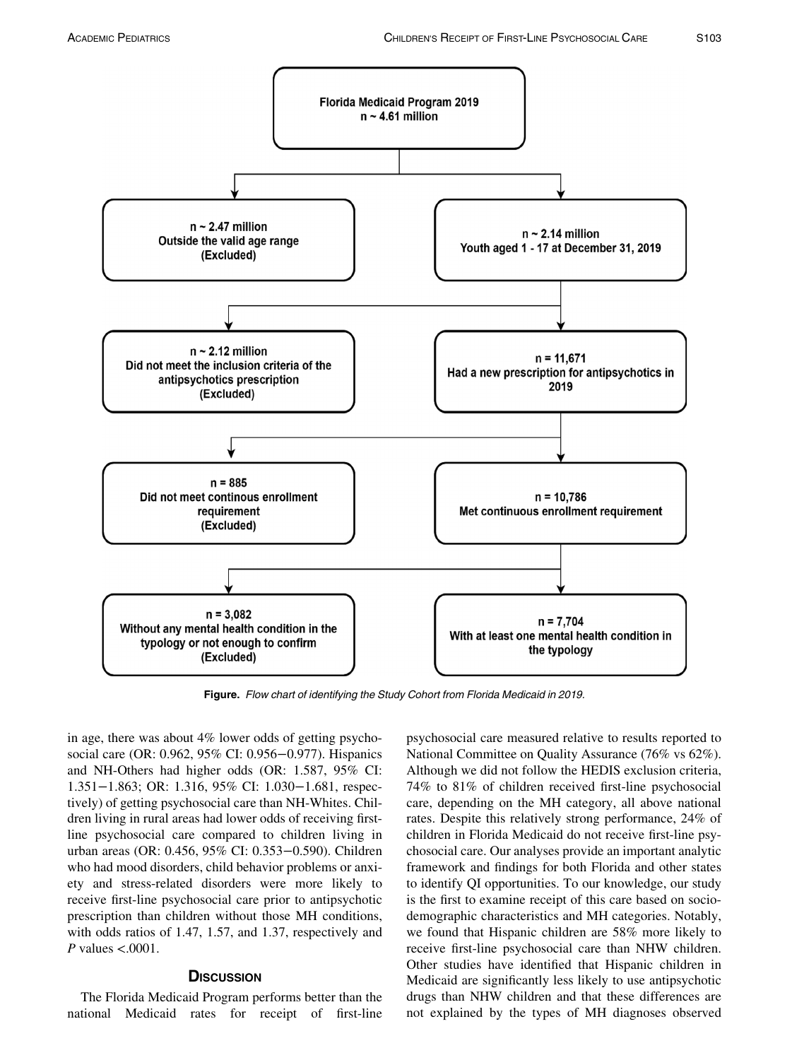Florida Medicaid Program 2019
n ~ 4.61 million

n ~ 2.47 million
Outside the valid age range
(Excluded)

n ~ 2.14 million
Youth aged 1 - 17 at December 31, 2019

n ~ 2.12 million
Did not meet the inclusion criteria of the antipsychotics prescription
(Excluded)

n = 11,671
Had a new prescription for antipsychotics in 2019

n = 885
Did not meet continous enrollment requirement
(Excluded)

n = 10,786
Met continuous enrollment requirement

n = 3,082
Without any mental health condition in the typology or not enough to confirm
(Excluded)

n = 7,704
With at least one mental health condition in the typology

**Figure.** *Flow chart of identifying the Study Cohort from Florida Medicaid in 2019.*

in age, there was about 4% lower odds of getting psychosocial care (OR: 0.962, 95% CI: 0.956−0.977). Hispanics and NH-Others had higher odds (OR: 1.587, 95% CI: 1.351−1.863; OR: 1.316, 95% CI: 1.030−1.681, respectively) of getting psychosocial care than NH-Whites. Children living in rural areas had lower odds of receiving first-line psychosocial care compared to children living in urban areas (OR: 0.456, 95% CI: 0.353−0.590). Children who had mood disorders, child behavior problems or anxiety and stress-related disorders were more likely to receive first-line psychosocial care prior to antipsychotic prescription than children without those MH conditions, with odds ratios of 1.47, 1.57, and 1.37, respectively and $P$ values <.0001.

## Discussion

The Florida Medicaid Program performs better than the national Medicaid rates for receipt of first-line psychosocial care measured relative to results reported to National Committee on Quality Assurance (76% vs 62%). Although we did not follow the HEDIS exclusion criteria, 74% to 81% of children received first-line psychosocial care, depending on the MH category, all above national rates. Despite this relatively strong performance, 24% of children in Florida Medicaid do not receive first-line psychosocial care. Our analyses provide an important analytic framework and findings for both Florida and other states to identify QI opportunities. To our knowledge, our study is the first to examine receipt of this care based on sociodemographic characteristics and MH categories. Notably, we found that Hispanic children are 58% more likely to receive first-line psychosocial care than NHW children. Other studies have identified that Hispanic children in Medicaid are significantly less likely to use antipsychotic drugs than NHW children and that these differences are not explained by the types of MH diagnoses observed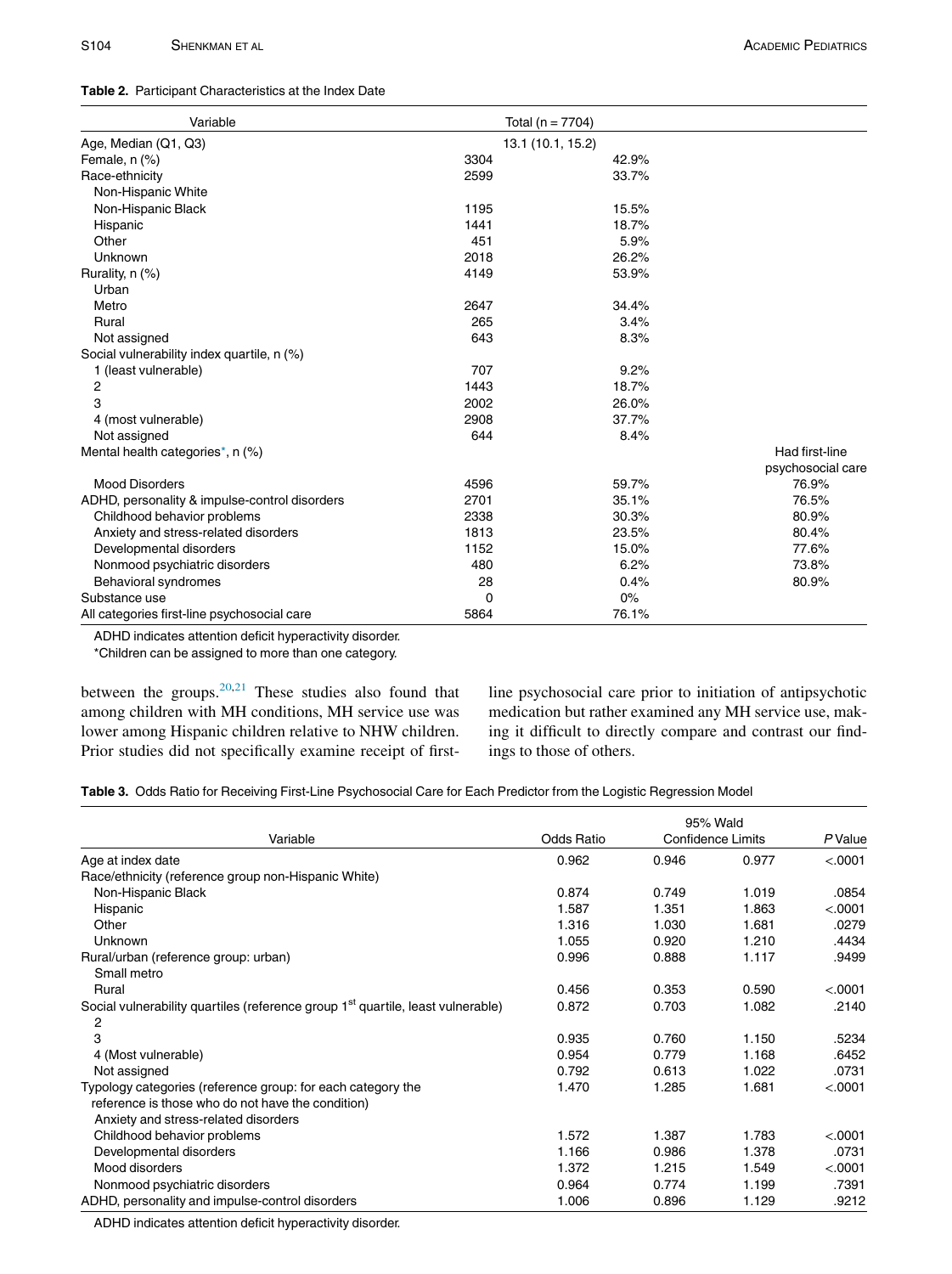**Table 2.** Participant Characteristics at the Index Date

| Variable | Total (n = 7704) | | |
|---|---|---|---|
| Age, Median (Q1, Q3) | 13.1 (10.1, 15.2) | | |
| Female, n (%) | 3304 | 42.9% | |
| Race-ethnicity | 2599 | 33.7% | |
| Non-Hispanic White | | | |
| Non-Hispanic Black | 1195 | 15.5% | |
| Hispanic | 1441 | 18.7% | |
| Other | 451 | 5.9% | |
| Unknown | 2018 | 26.2% | |
| Rurality, n (%) | 4149 | 53.9% | |
| Urban | | | |
| Metro | 2647 | 34.4% | |
| Rural | 265 | 3.4% | |
| Not assigned | 643 | 8.3% | |
| Social vulnerability index quartile, n (%) | | | |
| 1 (least vulnerable) | 707 | 9.2% | |
| 2 | 1443 | 18.7% | |
| 3 | 2002 | 26.0% | |
| 4 (most vulnerable) | 2908 | 37.7% | |
| Not assigned | 644 | 8.4% | |
| Mental health categories*, n (%) | | | Had first-line psychosocial care |
| Mood Disorders | 4596 | 59.7% | 76.9% |
| ADHD, personality & impulse-control disorders | 2701 | 35.1% | 76.5% |
| Childhood behavior problems | 2338 | 30.3% | 80.9% |
| Anxiety and stress-related disorders | 1813 | 23.5% | 80.4% |
| Developmental disorders | 1152 | 15.0% | 77.6% |
| Nonmood psychiatric disorders | 480 | 6.2% | 73.8% |
| Behavioral syndromes | 28 | 0.4% | 80.9% |
| Substance use | 0 | 0% | |
| All categories first-line psychosocial care | 5864 | 76.1% | |

ADHD indicates attention deficit hyperactivity disorder.

*Children can be assigned to more than one category.

between the groups.[20,21] These studies also found that among children with MH conditions, MH service use was lower among Hispanic children relative to NHW children. Prior studies did not specifically examine receipt of first-line psychosocial care prior to initiation of antipsychotic medication but rather examined any MH service use, making it difficult to directly compare and contrast our findings to those of others.

**Table 3.** Odds Ratio for Receiving First-Line Psychosocial Care for Each Predictor from the Logistic Regression Model

| Variable | Odds Ratio | 95% Wald Confidence Limits | | *P* Value |
|---|---|---|---|---|
| Age at index date | 0.962 | 0.946 | 0.977 | <.0001 |
| Race/ethnicity (reference group non-Hispanic White) | | | | |
| Non-Hispanic Black | 0.874 | 0.749 | 1.019 | .0854 |
| Hispanic | 1.587 | 1.351 | 1.863 | <.0001 |
| Other | 1.316 | 1.030 | 1.681 | .0279 |
| Unknown | 1.055 | 0.920 | 1.210 | .4434 |
| Rural/urban (reference group: urban) | 0.996 | 0.888 | 1.117 | .9499 |
| Small metro | | | | |
| Rural | 0.456 | 0.353 | 0.590 | <.0001 |
| Social vulnerability quartiles (reference group 1st quartile, least vulnerable) | 0.872 | 0.703 | 1.082 | .2140 |
| 2 | | | | |
| 3 | 0.935 | 0.760 | 1.150 | .5234 |
| 4 (Most vulnerable) | 0.954 | 0.779 | 1.168 | .6452 |
| Not assigned | 0.792 | 0.613 | 1.022 | .0731 |
| Typology categories (reference group: for each category the reference is those who do not have the condition) | 1.470 | 1.285 | 1.681 | <.0001 |
| Anxiety and stress-related disorders | | | | |
| Childhood behavior problems | 1.572 | 1.387 | 1.783 | <.0001 |
| Developmental disorders | 1.166 | 0.986 | 1.378 | .0731 |
| Mood disorders | 1.372 | 1.215 | 1.549 | <.0001 |
| Nonmood psychiatric disorders | 0.964 | 0.774 | 1.199 | .7391 |
| ADHD, personality and impulse-control disorders | 1.006 | 0.896 | 1.129 | .9212 |

ADHD indicates attention deficit hyperactivity disorder.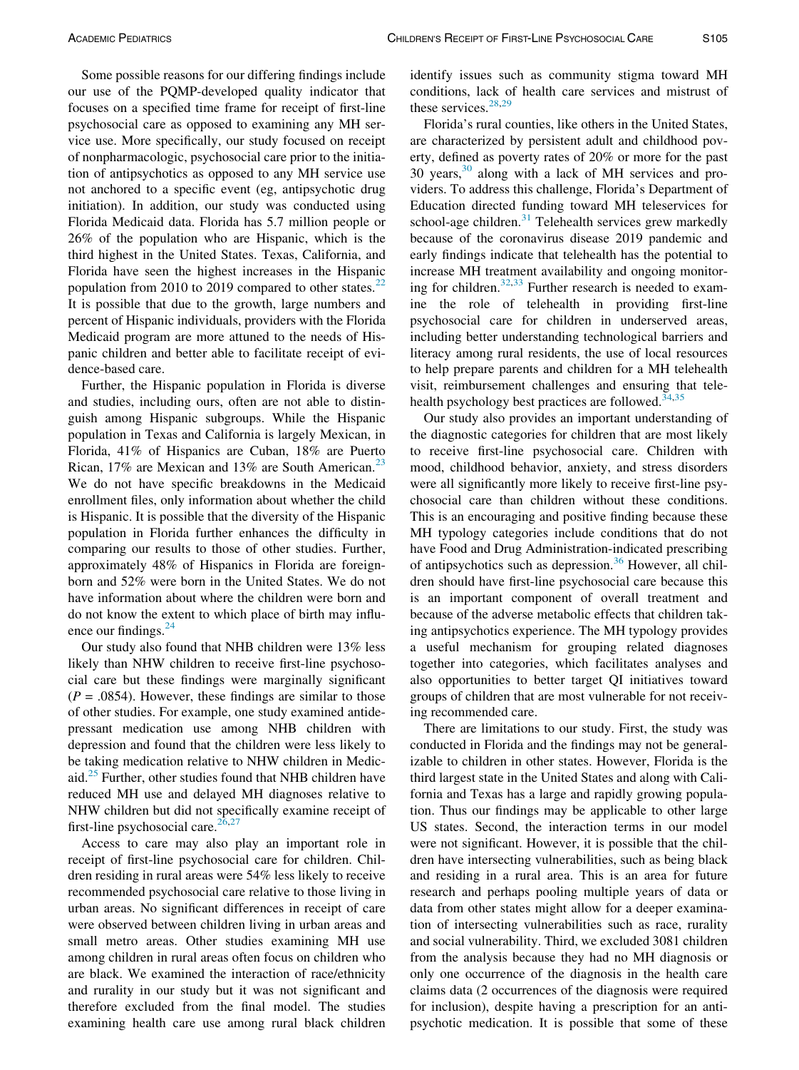Some possible reasons for our differing findings include our use of the PQMP-developed quality indicator that focuses on a specified time frame for receipt of first-line psychosocial care as opposed to examining any MH service use. More specifically, our study focused on receipt of nonpharmacologic, psychosocial care prior to the initiation of antipsychotics as opposed to any MH service use not anchored to a specific event (eg, antipsychotic drug initiation). In addition, our study was conducted using Florida Medicaid data. Florida has 5.7 million people or 26% of the population who are Hispanic, which is the third highest in the United States. Texas, California, and Florida have seen the highest increases in the Hispanic population from 2010 to 2019 compared to other states.[22] It is possible that due to the growth, large numbers and percent of Hispanic individuals, providers with the Florida Medicaid program are more attuned to the needs of Hispanic children and better able to facilitate receipt of evidence-based care.

Further, the Hispanic population in Florida is diverse and studies, including ours, often are not able to distinguish among Hispanic subgroups. While the Hispanic population in Texas and California is largely Mexican, in Florida, 41% of Hispanics are Cuban, 18% are Puerto Rican, 17% are Mexican and 13% are South American.[23] We do not have specific breakdowns in the Medicaid enrollment files, only information about whether the child is Hispanic. It is possible that the diversity of the Hispanic population in Florida further enhances the difficulty in comparing our results to those of other studies. Further, approximately 48% of Hispanics in Florida are foreign-born and 52% were born in the United States. We do not have information about where the children were born and do not know the extent to which place of birth may influence our findings.[24]

Our study also found that NHB children were 13% less likely than NHW children to receive first-line psychosocial care but these findings were marginally significant ($P$ = .0854). However, these findings are similar to those of other studies. For example, one study examined antidepressant medication use among NHB children with depression and found that the children were less likely to be taking medication relative to NHW children in Medicaid.[25] Further, other studies found that NHB children have reduced MH use and delayed MH diagnoses relative to NHW children but did not specifically examine receipt of first-line psychosocial care.[26,27]

Access to care may also play an important role in receipt of first-line psychosocial care for children. Children residing in rural areas were 54% less likely to receive recommended psychosocial care relative to those living in urban areas. No significant differences in receipt of care were observed between children living in urban areas and small metro areas. Other studies examining MH use among children in rural areas often focus on children who are black. We examined the interaction of race/ethnicity and rurality in our study but it was not significant and therefore excluded from the final model. The studies examining health care use among rural black children identify issues such as community stigma toward MH conditions, lack of health care services and mistrust of these services.[28,29]

Florida's rural counties, like others in the United States, are characterized by persistent adult and childhood poverty, defined as poverty rates of 20% or more for the past 30 years,[30] along with a lack of MH services and providers. To address this challenge, Florida's Department of Education directed funding toward MH teleservices for school-age children.[31] Telehealth services grew markedly because of the coronavirus disease 2019 pandemic and early findings indicate that telehealth has the potential to increase MH treatment availability and ongoing monitoring for children.[32,33] Further research is needed to examine the role of telehealth in providing first-line psychosocial care for children in underserved areas, including better understanding technological barriers and literacy among rural residents, the use of local resources to help prepare parents and children for a MH telehealth visit, reimbursement challenges and ensuring that telehealth psychology best practices are followed.[34,35]

Our study also provides an important understanding of the diagnostic categories for children that are most likely to receive first-line psychosocial care. Children with mood, childhood behavior, anxiety, and stress disorders were all significantly more likely to receive first-line psychosocial care than children without these conditions. This is an encouraging and positive finding because these MH typology categories include conditions that do not have Food and Drug Administration-indicated prescribing of antipsychotics such as depression.[36] However, all children should have first-line psychosocial care because this is an important component of overall treatment and because of the adverse metabolic effects that children taking antipsychotics experience. The MH typology provides a useful mechanism for grouping related diagnoses together into categories, which facilitates analyses and also opportunities to better target QI initiatives toward groups of children that are most vulnerable for not receiving recommended care.

There are limitations to our study. First, the study was conducted in Florida and the findings may not be generalizable to children in other states. However, Florida is the third largest state in the United States and along with California and Texas has a large and rapidly growing population. Thus our findings may be applicable to other large US states. Second, the interaction terms in our model were not significant. However, it is possible that the children have intersecting vulnerabilities, such as being black and residing in a rural area. This is an area for future research and perhaps pooling multiple years of data or data from other states might allow for a deeper examination of intersecting vulnerabilities such as race, rurality and social vulnerability. Third, we excluded 3081 children from the analysis because they had no MH diagnosis or only one occurrence of the diagnosis in the health care claims data (2 occurrences of the diagnosis were required for inclusion), despite having a prescription for an antipsychotic medication. It is possible that some of these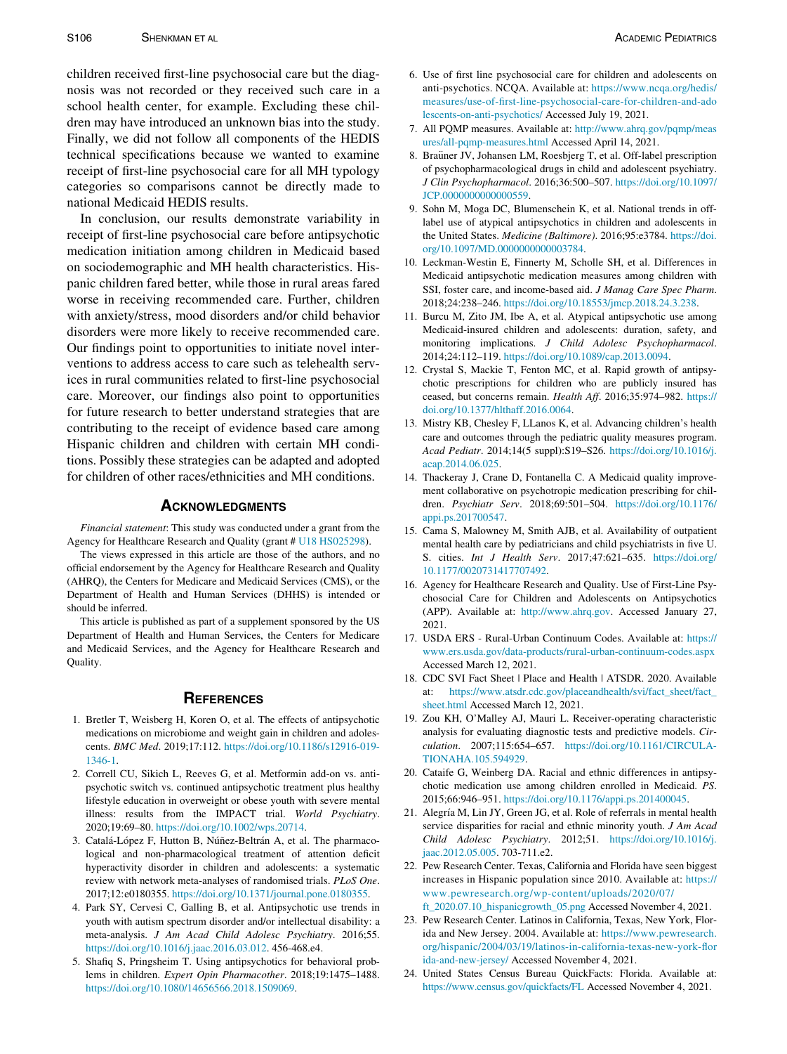children received first-line psychosocial care but the diagnosis was not recorded or they received such care in a school health center, for example. Excluding these children may have introduced an unknown bias into the study. Finally, we did not follow all components of the HEDIS technical specifications because we wanted to examine receipt of first-line psychosocial care for all MH typology categories so comparisons cannot be directly made to national Medicaid HEDIS results.

In conclusion, our results demonstrate variability in receipt of first-line psychosocial care before antipsychotic medication initiation among children in Medicaid based on sociodemographic and MH health characteristics. Hispanic children fared better, while those in rural areas fared worse in receiving recommended care. Further, children with anxiety/stress, mood disorders and/or child behavior disorders were more likely to receive recommended care. Our findings point to opportunities to initiate novel interventions to address access to care such as telehealth services in rural communities related to first-line psychosocial care. Moreover, our findings also point to opportunities for future research to better understand strategies that are contributing to the receipt of evidence based care among Hispanic children and children with certain MH conditions. Possibly these strategies can be adapted and adopted for children of other races/ethnicities and MH conditions.

## Acknowledgments

*Financial statement*: This study was conducted under a grant from the Agency for Healthcare Research and Quality (grant # U18 HS025298).

The views expressed in this article are those of the authors, and no official endorsement by the Agency for Healthcare Research and Quality (AHRQ), the Centers for Medicare and Medicaid Services (CMS), or the Department of Health and Human Services (DHHS) is intended or should be inferred.

This article is published as part of a supplement sponsored by the US Department of Health and Human Services, the Centers for Medicare and Medicaid Services, and the Agency for Healthcare Research and Quality.

## References

1. Bretler T, Weisberg H, Koren O, et al. The effects of antipsychotic medications on microbiome and weight gain in children and adolescents. *BMC Med*. 2019;17:112. https://doi.org/10.1186/s12916-019-1346-1.
2. Correll CU, Sikich L, Reeves G, et al. Metformin add-on vs. antipsychotic switch vs. continued antipsychotic treatment plus healthy lifestyle education in overweight or obese youth with severe mental illness: results from the IMPACT trial. *World Psychiatry*. 2020;19:69–80. https://doi.org/10.1002/wps.20714.
3. Catalá-López F, Hutton B, Núñez-Beltrán A, et al. The pharmacological and non-pharmacological treatment of attention deficit hyperactivity disorder in children and adolescents: a systematic review with network meta-analyses of randomised trials. *PLoS One*. 2017;12:e0180355. https://doi.org/10.1371/journal.pone.0180355.
4. Park SY, Cervesi C, Galling B, et al. Antipsychotic use trends in youth with autism spectrum disorder and/or intellectual disability: a meta-analysis. *J Am Acad Child Adolesc Psychiatry*. 2016;55. https://doi.org/10.1016/j.jaac.2016.03.012. 456-468.e4.
5. Shafiq S, Pringsheim T. Using antipsychotics for behavioral problems in children. *Expert Opin Pharmacother*. 2018;19:1475–1488. https://doi.org/10.1080/14656566.2018.1509069.
6. Use of first line psychosocial care for children and adolescents on anti-psychotics. NCQA. Available at: https://www.ncqa.org/hedis/measures/use-of-first-line-psychosocial-care-for-children-and-adolescents-on-anti-psychotics/ Accessed July 19, 2021.
7. All PQMP measures. Available at: http://www.ahrq.gov/pqmp/measures/all-pqmp-measures.html Accessed April 14, 2021.
8. Braüner JV, Johansen LM, Roesbjerg T, et al. Off-label prescription of psychopharmacological drugs in child and adolescent psychiatry. *J Clin Psychopharmacol*. 2016;36:500–507. https://doi.org/10.1097/JCP.0000000000000559.
9. Sohn M, Moga DC, Blumenschein K, et al. National trends in off-label use of atypical antipsychotics in children and adolescents in the United States. *Medicine (Baltimore)*. 2016;95:e3784. https://doi.org/10.1097/MD.0000000000003784.
10. Leckman-Westin E, Finnerty M, Scholle SH, et al. Differences in Medicaid antipsychotic medication measures among children with SSI, foster care, and income-based aid. *J Manag Care Spec Pharm*. 2018;24:238–246. https://doi.org/10.18553/jmcp.2018.24.3.238.
11. Burcu M, Zito JM, Ibe A, et al. Atypical antipsychotic use among Medicaid-insured children and adolescents: duration, safety, and monitoring implications. *J Child Adolesc Psychopharmacol*. 2014;24:112–119. https://doi.org/10.1089/cap.2013.0094.
12. Crystal S, Mackie T, Fenton MC, et al. Rapid growth of antipsychotic prescriptions for children who are publicly insured has ceased, but concerns remain. *Health Aff*. 2016;35:974–982. https://doi.org/10.1377/hlthaff.2016.0064.
13. Mistry KB, Chesley F, LLanos K, et al. Advancing children's health care and outcomes through the pediatric quality measures program. *Acad Pediatr*. 2014;14(5 suppl):S19–S26. https://doi.org/10.1016/j.acap.2014.06.025.
14. Thackeray J, Crane D, Fontanella C. A Medicaid quality improvement collaborative on psychotropic medication prescribing for children. *Psychiatr Serv*. 2018;69:501–504. https://doi.org/10.1176/appi.ps.201700547.
15. Cama S, Malowney M, Smith AJB, et al. Availability of outpatient mental health care by pediatricians and child psychiatrists in five U. S. cities. *Int J Health Serv*. 2017;47:621–635. https://doi.org/10.1177/0020731417707492.
16. Agency for Healthcare Research and Quality. Use of First-Line Psychosocial Care for Children and Adolescents on Antipsychotics (APP). Available at: http://www.ahrq.gov. Accessed January 27, 2021.
17. USDA ERS - Rural-Urban Continuum Codes. Available at: https://www.ers.usda.gov/data-products/rural-urban-continuum-codes.aspx Accessed March 12, 2021.
18. CDC SVI Fact Sheet | Place and Health | ATSDR. 2020. Available at: https://www.atsdr.cdc.gov/placeandhealth/svi/fact_sheet/fact_sheet.html Accessed March 12, 2021.
19. Zou KH, O'Malley AJ, Mauri L. Receiver-operating characteristic analysis for evaluating diagnostic tests and predictive models. *Circulation*. 2007;115:654–657. https://doi.org/10.1161/CIRCULATIONAHA.105.594929.
20. Cataife G, Weinberg DA. Racial and ethnic differences in antipsychotic medication use among children enrolled in Medicaid. *PS*. 2015;66:946–951. https://doi.org/10.1176/appi.ps.201400045.
21. Alegría M, Lin JY, Green JG, et al. Role of referrals in mental health service disparities for racial and ethnic minority youth. *J Am Acad Child Adolesc Psychiatry*. 2012;51. https://doi.org/10.1016/j.jaac.2012.05.005. 703-711.e2.
22. Pew Research Center. Texas, California and Florida have seen biggest increases in Hispanic population since 2010. Available at: https://www.pewresearch.org/wp-content/uploads/2020/07/ft_2020.07.10_hispanicgrowth_05.png Accessed November 4, 2021.
23. Pew Research Center. Latinos in California, Texas, New York, Florida and New Jersey. 2004. Available at: https://www.pewresearch.org/hispanic/2004/03/19/latinos-in-california-texas-new-york-florida-and-new-jersey/ Accessed November 4, 2021.
24. United States Census Bureau QuickFacts: Florida. Available at: https://www.census.gov/quickfacts/FL Accessed November 4, 2021.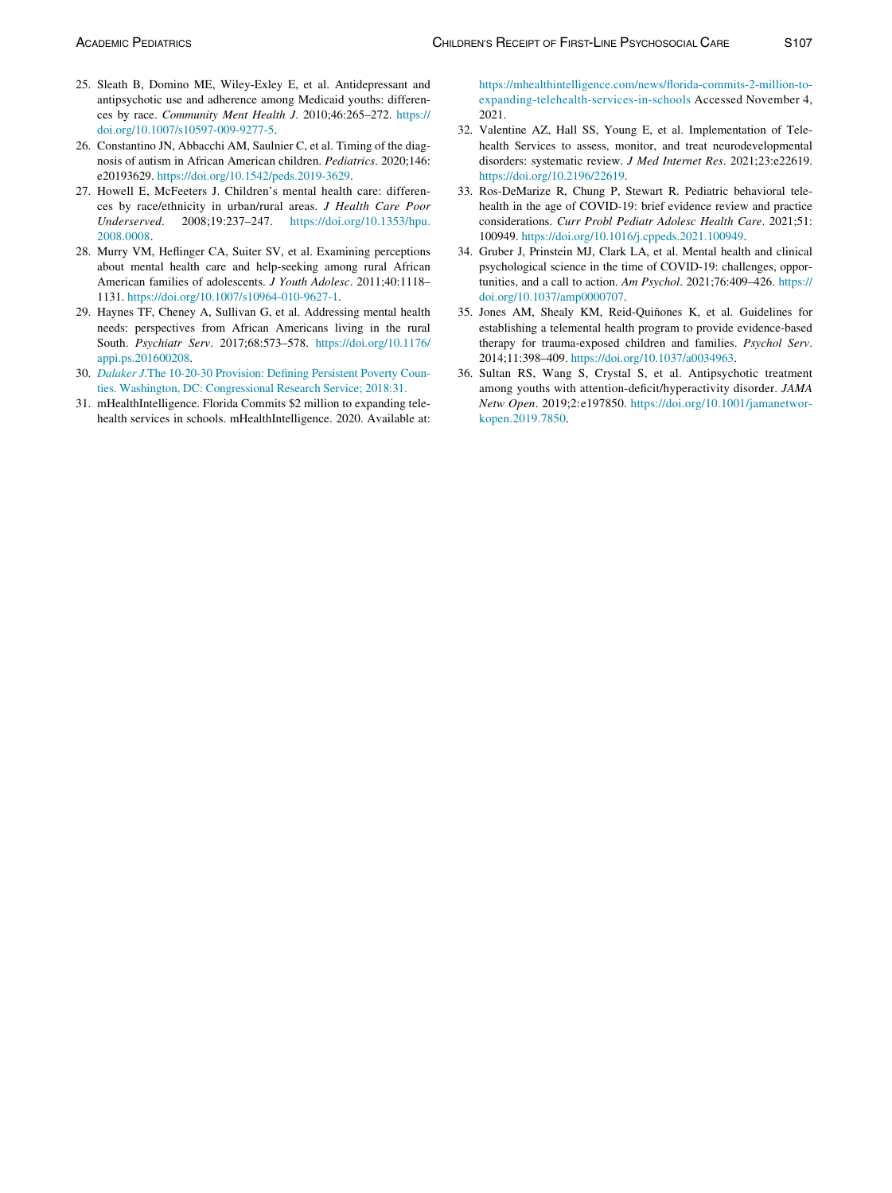25. Sleath B, Domino ME, Wiley-Exley E, et al. Antidepressant and antipsychotic use and adherence among Medicaid youths: differences by race. *Community Ment Health J*. 2010;46:265–272. https://doi.org/10.1007/s10597-009-9277-5.
26. Constantino JN, Abbacchi AM, Saulnier C, et al. Timing of the diagnosis of autism in African American children. *Pediatrics*. 2020;146:e20193629. https://doi.org/10.1542/peds.2019-3629.
27. Howell E, McFeeters J. Children's mental health care: differences by race/ethnicity in urban/rural areas. *J Health Care Poor Underserved*. 2008;19:237–247. https://doi.org/10.1353/hpu.2008.0008.
28. Murry VM, Heflinger CA, Suiter SV, et al. Examining perceptions about mental health care and help-seeking among rural African American families of adolescents. *J Youth Adolesc*. 2011;40:1118–1131. https://doi.org/10.1007/s10964-010-9627-1.
29. Haynes TF, Cheney A, Sullivan G, et al. Addressing mental health needs: perspectives from African Americans living in the rural South. *Psychiatr Serv*. 2017;68:573–578. https://doi.org/10.1176/appi.ps.201600208.
30. *Dalaker J*.The 10-20-30 Provision: Defining Persistent Poverty Counties. Washington, DC: Congressional Research Service; 2018:31.
31. mHealthIntelligence. Florida Commits $2 million to expanding telehealth services in schools. mHealthIntelligence. 2020. Available at: https://mhealthintelligence.com/news/florida-commits-2-million-to-expanding-telehealth-services-in-schools Accessed November 4, 2021.
32. Valentine AZ, Hall SS, Young E, et al. Implementation of Telehealth Services to assess, monitor, and treat neurodevelopmental disorders: systematic review. *J Med Internet Res*. 2021;23:e22619. https://doi.org/10.2196/22619.
33. Ros-DeMarize R, Chung P, Stewart R. Pediatric behavioral telehealth in the age of COVID-19: brief evidence review and practice considerations. *Curr Probl Pediatr Adolesc Health Care*. 2021;51:100949. https://doi.org/10.1016/j.cppeds.2021.100949.
34. Gruber J, Prinstein MJ, Clark LA, et al. Mental health and clinical psychological science in the time of COVID-19: challenges, opportunities, and a call to action. *Am Psychol*. 2021;76:409–426. https://doi.org/10.1037/amp0000707.
35. Jones AM, Shealy KM, Reid-Quiñones K, et al. Guidelines for establishing a telemental health program to provide evidence-based therapy for trauma-exposed children and families. *Psychol Serv*. 2014;11:398–409. https://doi.org/10.1037/a0034963.
36. Sultan RS, Wang S, Crystal S, et al. Antipsychotic treatment among youths with attention-deficit/hyperactivity disorder. *JAMA Netw Open*. 2019;2:e197850. https://doi.org/10.1001/jamanetworkopen.2019.7850.